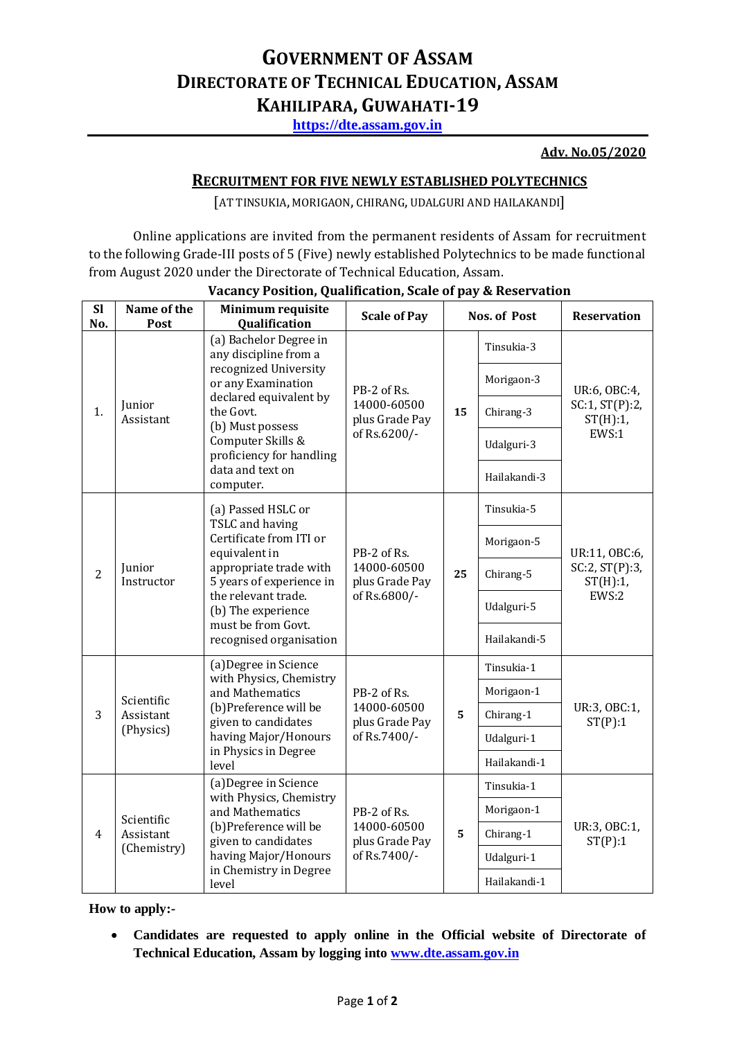# GOVERNMENT OF ASSAM
# DIRECTORATE OF TECHNICAL EDUCATION, ASSAM
# KAHILIPARA, GUWAHATI-19

**https://dte.assam.gov.in**

**Adv. No.05/2020**

## RECRUITMENT FOR FIVE NEWLY ESTABLISHED POLYTECHNICS

[AT TINSUKIA, MORIGAON, CHIRANG, UDALGURI AND HAILAKANDI]

Online applications are invited from the permanent residents of Assam for recruitment to the following Grade-III posts of 5 (Five) newly established Polytechnics to be made functional from August 2020 under the Directorate of Technical Education, Assam.

**Vacancy Position, Qualification, Scale of pay & Reservation**

| Sl No. | Name of the Post | Minimum requisite Qualification | Scale of Pay | Nos. of Post | | Reservation |
|---|---|---|---|---|---|---|
| 1. | Junior Assistant | (a) Bachelor Degree in any discipline from a recognized University or any Examination declared equivalent by the Govt. (b) Must possess Computer Skills & proficiency for handling data and text on computer. | PB-2 of Rs. 14000-60500 plus Grade Pay of Rs.6200/- | 15 | Tinsukia-3 | UR:6, OBC:4, SC:1, ST(P):2, ST(H):1, EWS:1 |
| | | | | | Morigaon-3 | |
| | | | | | Chirang-3 | |
| | | | | | Udalguri-3 | |
| | | | | | Hailakandi-3 | |
| 2 | Junior Instructor | (a) Passed HSLC or TSLC and having Certificate from ITI or equivalent in appropriate trade with 5 years of experience in the relevant trade. (b) The experience must be from Govt. recognised organisation | PB-2 of Rs. 14000-60500 plus Grade Pay of Rs.6800/- | 25 | Tinsukia-5 | UR:11, OBC:6, SC:2, ST(P):3, ST(H):1, EWS:2 |
| | | | | | Morigaon-5 | |
| | | | | | Chirang-5 | |
| | | | | | Udalguri-5 | |
| | | | | | Hailakandi-5 | |
| 3 | Scientific Assistant (Physics) | (a)Degree in Science with Physics, Chemistry and Mathematics (b)Preference will be given to candidates having Major/Honours in Physics in Degree level | PB-2 of Rs. 14000-60500 plus Grade Pay of Rs.7400/- | 5 | Tinsukia-1 | UR:3, OBC:1, ST(P):1 |
| | | | | | Morigaon-1 | |
| | | | | | Chirang-1 | |
| | | | | | Udalguri-1 | |
| | | | | | Hailakandi-1 | |
| 4 | Scientific Assistant (Chemistry) | (a)Degree in Science with Physics, Chemistry and Mathematics (b)Preference will be given to candidates having Major/Honours in Chemistry in Degree level | PB-2 of Rs. 14000-60500 plus Grade Pay of Rs.7400/- | 5 | Tinsukia-1 | UR:3, OBC:1, ST(P):1 |
| | | | | | Morigaon-1 | |
| | | | | | Chirang-1 | |
| | | | | | Udalguri-1 | |
| | | | | | Hailakandi-1 | |

**How to apply:-**

- **Candidates are requested to apply online in the Official website of Directorate of Technical Education, Assam by logging into www.dte.assam.gov.in**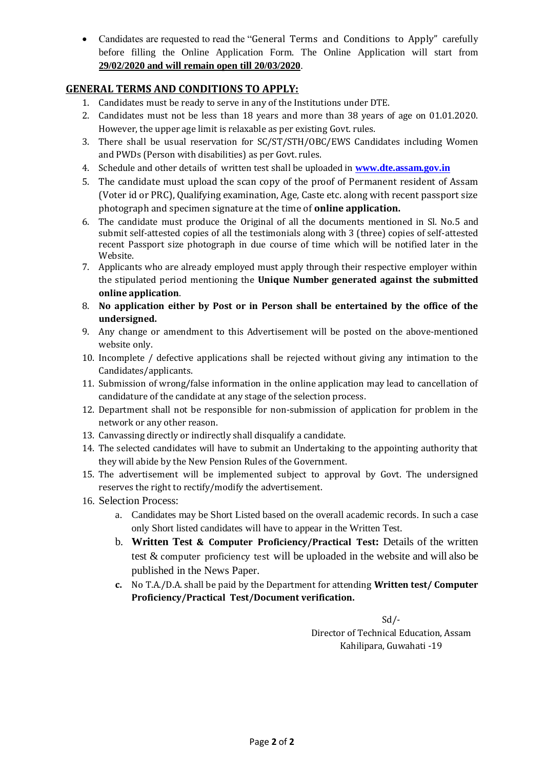- Candidates are requested to read the "General Terms and Conditions to Apply" carefully before filling the Online Application Form. The Online Application will start from **29/02/2020 and will remain open till 20/03/2020**.

## GENERAL TERMS AND CONDITIONS TO APPLY:

1. Candidates must be ready to serve in any of the Institutions under DTE.
2. Candidates must not be less than 18 years and more than 38 years of age on 01.01.2020. However, the upper age limit is relaxable as per existing Govt. rules.
3. There shall be usual reservation for SC/ST/STH/OBC/EWS Candidates including Women and PWDs (Person with disabilities) as per Govt. rules.
4. Schedule and other details of written test shall be uploaded in **www.dte.assam.gov.in**
5. The candidate must upload the scan copy of the proof of Permanent resident of Assam (Voter id or PRC), Qualifying examination, Age, Caste etc. along with recent passport size photograph and specimen signature at the time of **online application.**
6. The candidate must produce the Original of all the documents mentioned in Sl. No.5 and submit self-attested copies of all the testimonials along with 3 (three) copies of self-attested recent Passport size photograph in due course of time which will be notified later in the Website.
7. Applicants who are already employed must apply through their respective employer within the stipulated period mentioning the **Unique Number generated against the submitted online application**.
8. **No application either by Post or in Person shall be entertained by the office of the undersigned.**
9. Any change or amendment to this Advertisement will be posted on the above-mentioned website only.
10. Incomplete / defective applications shall be rejected without giving any intimation to the Candidates/applicants.
11. Submission of wrong/false information in the online application may lead to cancellation of candidature of the candidate at any stage of the selection process.
12. Department shall not be responsible for non-submission of application for problem in the network or any other reason.
13. Canvassing directly or indirectly shall disqualify a candidate.
14. The selected candidates will have to submit an Undertaking to the appointing authority that they will abide by the New Pension Rules of the Government.
15. The advertisement will be implemented subject to approval by Govt. The undersigned reserves the right to rectify/modify the advertisement.
16. Selection Process:
    a. Candidates may be Short Listed based on the overall academic records. In such a case only Short listed candidates will have to appear in the Written Test.
    b. **Written Test & Computer Proficiency/Practical Test:** Details of the written test & computer proficiency test will be uploaded in the website and will also be published in the News Paper.
    c. No T.A./D.A. shall be paid by the Department for attending **Written test/ Computer Proficiency/Practical Test/Document verification.**

Sd/-
Director of Technical Education, Assam
Kahilipara, Guwahati -19